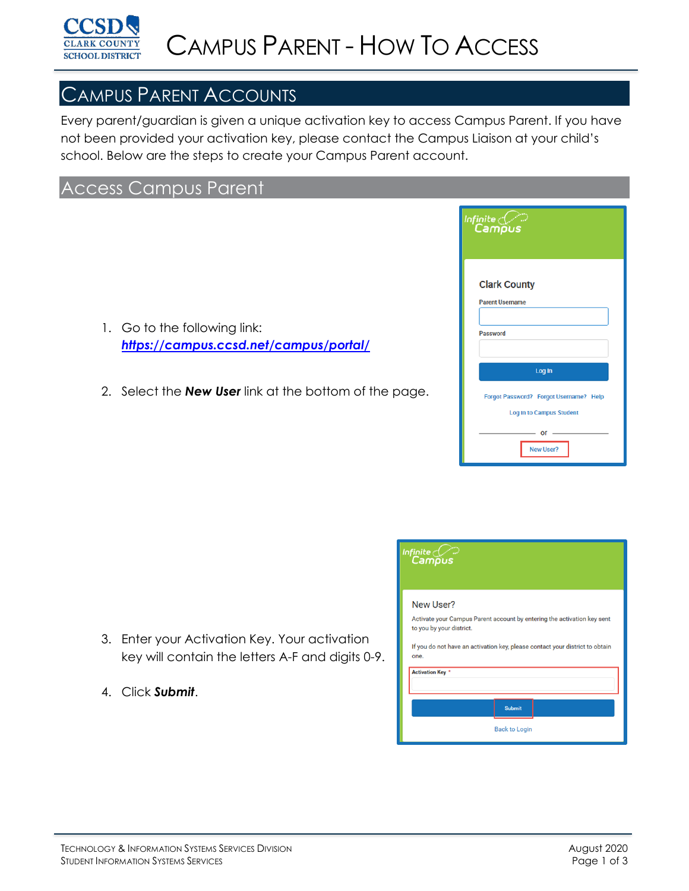# Campus Parent - How To Access

## Campus Parent Accounts

Every parent/guardian is given a unique activation key to access Campus Parent. If you have not been provided your activation key, please contact the Campus Liaison at your child's school. Below are the steps to create your Campus Parent account.

### Access Campus Parent

1. Go to the following link: ***https://campus.ccsd.net/campus/portal/***
2. Select the ***New User*** link at the bottom of the page.
3. Enter your Activation Key. Your activation key will contain the letters A-F and digits 0-9.
4. Click ***Submit***.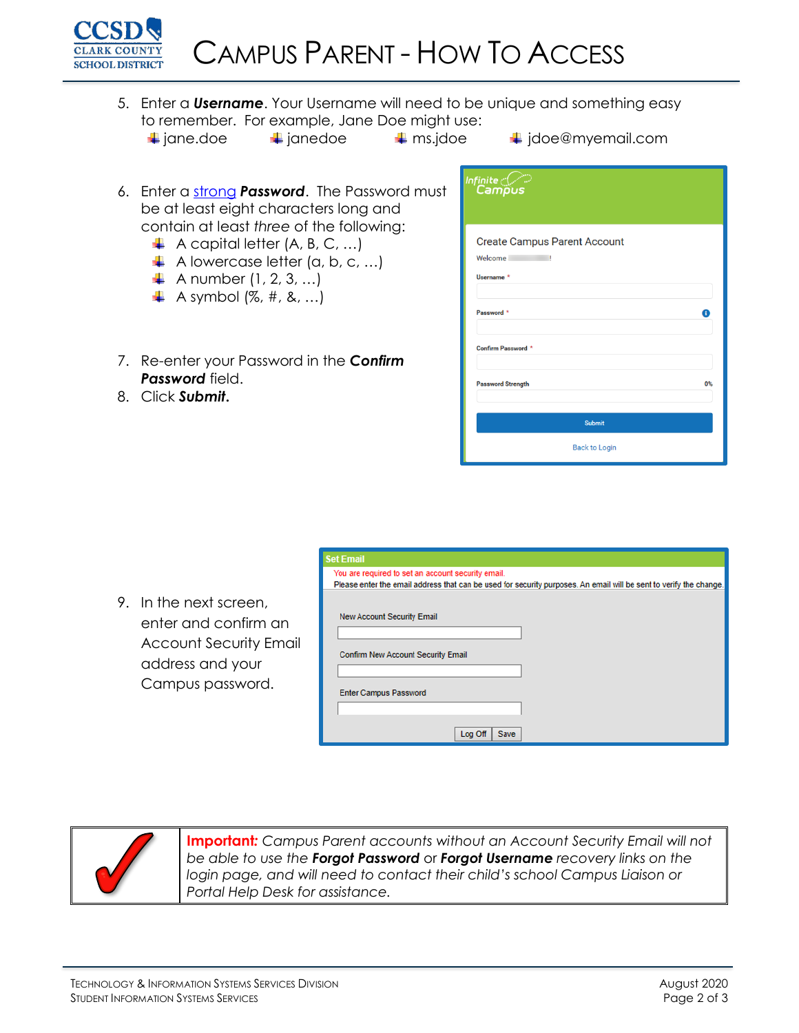5. Enter a ***Username***. Your Username will need to be unique and something easy to remember. For example, Jane Doe might use:
   - jane.doe
   - janedoe
   - ms.jdoe
   - jdoe@myemail.com

6. Enter a strong ***Password***. The Password must be at least eight characters long and contain at least *three* of the following:
   - A capital letter (A, B, C, …)
   - A lowercase letter (a, b, c, …)
   - A number (1, 2, 3, …)
   - A symbol (%, #, &, …)

7. Re-enter your Password in the ***Confirm Password*** field.
8. Click ***Submit.***

9. In the next screen, enter and confirm an Account Security Email address and your Campus password.

**Important:** *Campus Parent accounts without an Account Security Email will not be able to use the* ***Forgot Password*** *or* ***Forgot Username*** *recovery links on the login page, and will need to contact their child's school Campus Liaison or Portal Help Desk for assistance.*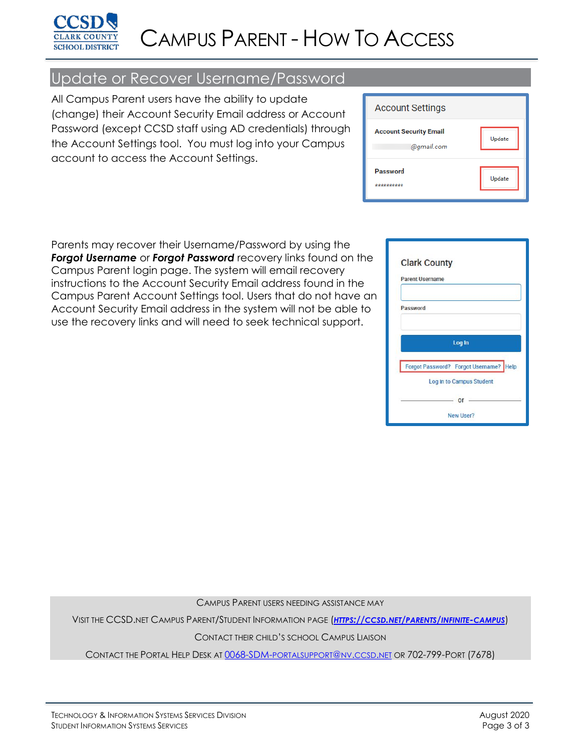# Campus Parent - How To Access

## Update or Recover Username/Password

All Campus Parent users have the ability to update (change) their Account Security Email address or Account Password (except CCSD staff using AD credentials) through the Account Settings tool. You must log into your Campus account to access the Account Settings.

Account Settings

Account Security Email
@gmail.com
Update

Password
**********
Update

Parents may recover their Username/Password by using the ***Forgot Username*** or ***Forgot Password*** recovery links found on the Campus Parent login page. The system will email recovery instructions to the Account Security Email address found in the Campus Parent Account Settings tool. Users that do not have an Account Security Email address in the system will not be able to use the recovery links and will need to seek technical support.

Clark County
Parent Username
Password
Log In
Forgot Password? Forgot Username? Help
Log in to Campus Student
or
New User?

Campus Parent users needing assistance may

Visit the CCSD.net Campus Parent/Student Information page (***HTTPS://CCSD.NET/PARENTS/INFINITE-CAMPUS***)

Contact their child's school Campus Liaison

Contact the Portal Help Desk at 0068-SDM-PORTALSUPPORT@NV.CCSD.NET or 702-799-Port (7678)

Technology & Information Systems Services Division
Student Information Systems Services

August 2020